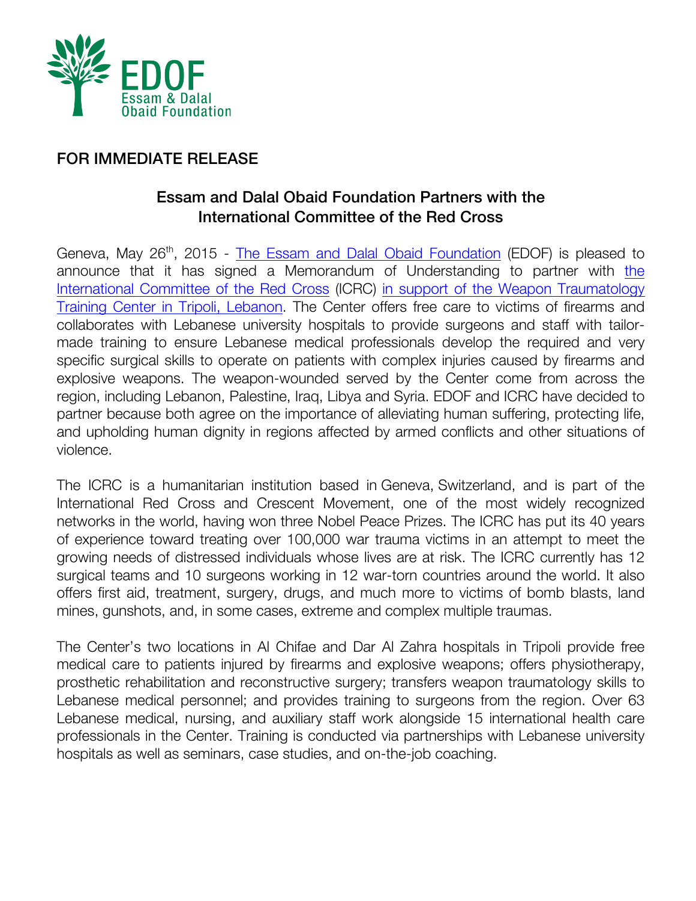EDOF
Essam & Dalal
Obaid Foundation

**FOR IMMEDIATE RELEASE**

## Essam and Dalal Obaid Foundation Partners with the International Committee of the Red Cross

Geneva, May 26th, 2015 - The Essam and Dalal Obaid Foundation (EDOF) is pleased to announce that it has signed a Memorandum of Understanding to partner with the International Committee of the Red Cross (ICRC) in support of the Weapon Traumatology Training Center in Tripoli, Lebanon. The Center offers free care to victims of firearms and collaborates with Lebanese university hospitals to provide surgeons and staff with tailor-made training to ensure Lebanese medical professionals develop the required and very specific surgical skills to operate on patients with complex injuries caused by firearms and explosive weapons. The weapon-wounded served by the Center come from across the region, including Lebanon, Palestine, Iraq, Libya and Syria. EDOF and ICRC have decided to partner because both agree on the importance of alleviating human suffering, protecting life, and upholding human dignity in regions affected by armed conflicts and other situations of violence.

The ICRC is a humanitarian institution based in Geneva, Switzerland, and is part of the International Red Cross and Crescent Movement, one of the most widely recognized networks in the world, having won three Nobel Peace Prizes. The ICRC has put its 40 years of experience toward treating over 100,000 war trauma victims in an attempt to meet the growing needs of distressed individuals whose lives are at risk. The ICRC currently has 12 surgical teams and 10 surgeons working in 12 war-torn countries around the world. It also offers first aid, treatment, surgery, drugs, and much more to victims of bomb blasts, land mines, gunshots, and, in some cases, extreme and complex multiple traumas.

The Center's two locations in Al Chifae and Dar Al Zahra hospitals in Tripoli provide free medical care to patients injured by firearms and explosive weapons; offers physiotherapy, prosthetic rehabilitation and reconstructive surgery; transfers weapon traumatology skills to Lebanese medical personnel; and provides training to surgeons from the region. Over 63 Lebanese medical, nursing, and auxiliary staff work alongside 15 international health care professionals in the Center. Training is conducted via partnerships with Lebanese university hospitals as well as seminars, case studies, and on-the-job coaching.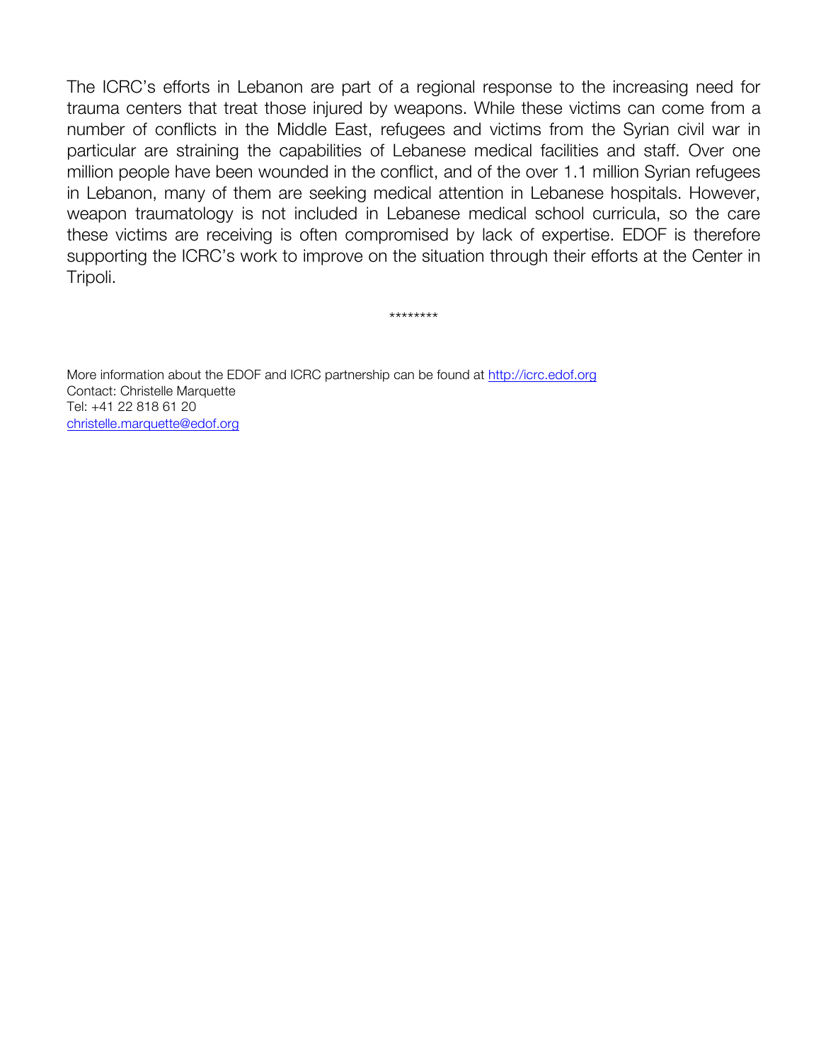The ICRC's efforts in Lebanon are part of a regional response to the increasing need for trauma centers that treat those injured by weapons. While these victims can come from a number of conflicts in the Middle East, refugees and victims from the Syrian civil war in particular are straining the capabilities of Lebanese medical facilities and staff. Over one million people have been wounded in the conflict, and of the over 1.1 million Syrian refugees in Lebanon, many of them are seeking medical attention in Lebanese hospitals. However, weapon traumatology is not included in Lebanese medical school curricula, so the care these victims are receiving is often compromised by lack of expertise. EDOF is therefore supporting the ICRC's work to improve on the situation through their efforts at the Center in Tripoli.

********

More information about the EDOF and ICRC partnership can be found at [http://icrc.edof.org](http://icrc.edof.org)
Contact: Christelle Marquette
Tel: +41 22 818 61 20
[christelle.marquette@edof.org](mailto:christelle.marquette@edof.org)